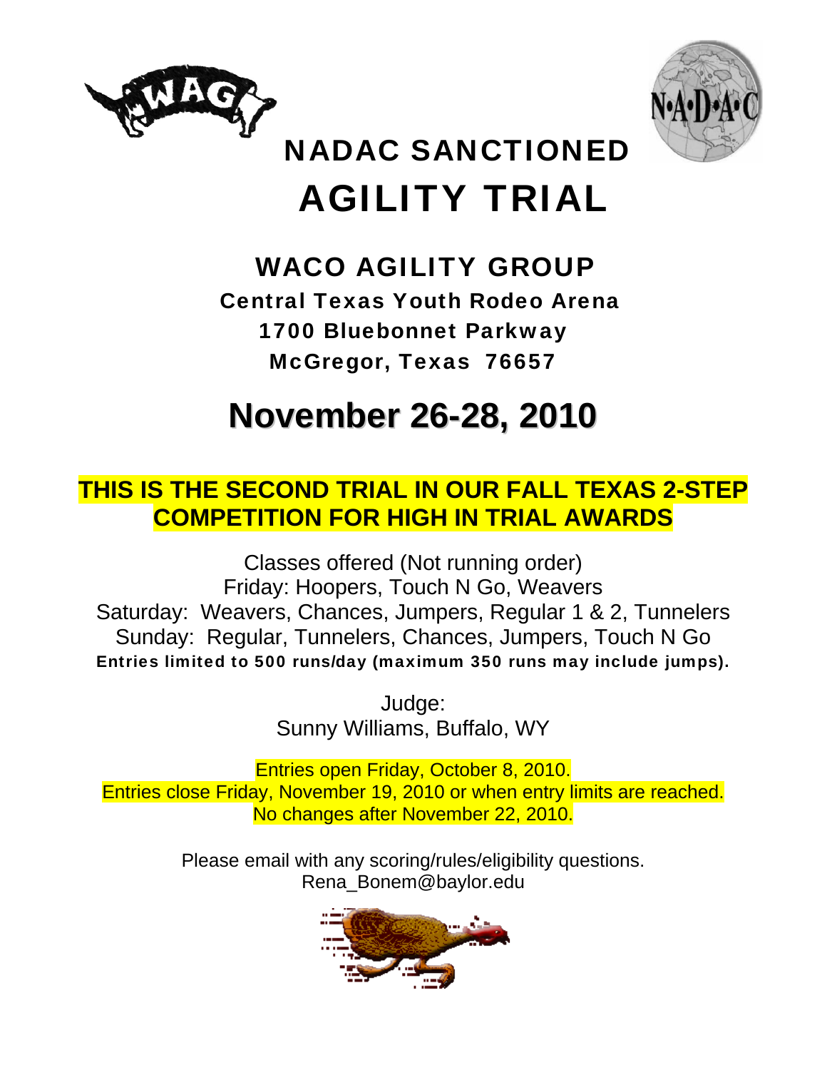# NADAC SANCTIONED

# AGILITY TRIAL

## WACO AGILITY GROUP

**Central Texas Youth Rodeo Arena**
**1700 Bluebonnet Parkway**
**McGregor, Texas 76657**

# November 26-28, 2010

**THIS IS THE SECOND TRIAL IN OUR FALL TEXAS 2-STEP COMPETITION FOR HIGH IN TRIAL AWARDS**

Classes offered (Not running order)
Friday: Hoopers, Touch N Go, Weavers
Saturday: Weavers, Chances, Jumpers, Regular 1 & 2, Tunnelers
Sunday: Regular, Tunnelers, Chances, Jumpers, Touch N Go
**Entries limited to 500 runs/day (maximum 350 runs may include jumps).**

Judge:
Sunny Williams, Buffalo, WY

Entries open Friday, October 8, 2010.
Entries close Friday, November 19, 2010 or when entry limits are reached.
No changes after November 22, 2010.

Please email with any scoring/rules/eligibility questions.
Rena_Bonem@baylor.edu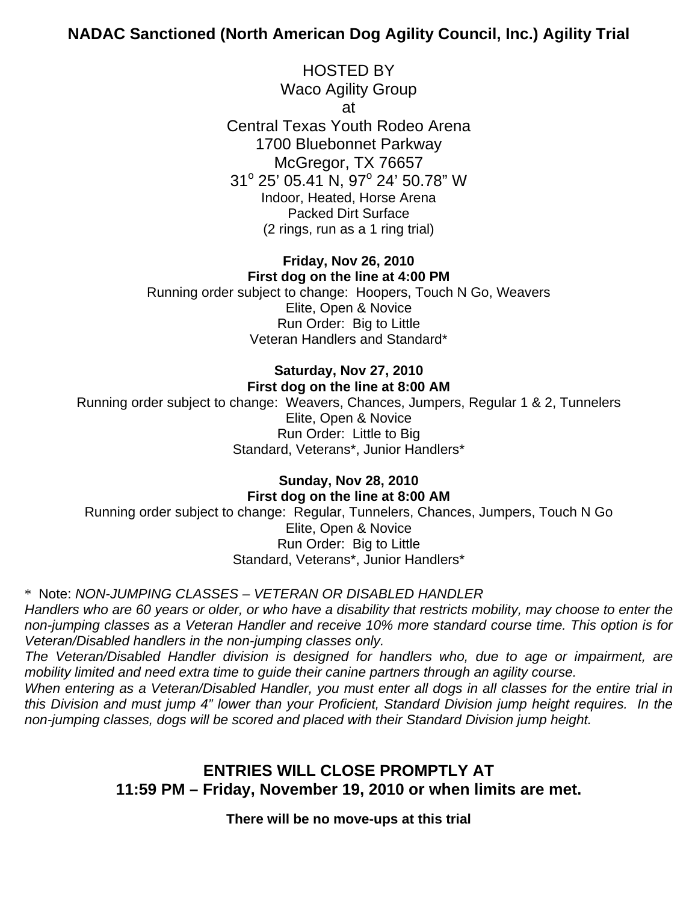## NADAC Sanctioned (North American Dog Agility Council, Inc.) Agility Trial

HOSTED BY
Waco Agility Group
at
Central Texas Youth Rodeo Arena
1700 Bluebonnet Parkway
McGregor, TX 76657
31° 25' 05.41 N, 97° 24' 50.78" W
Indoor, Heated, Horse Arena
Packed Dirt Surface
(2 rings, run as a 1 ring trial)

**Friday, Nov 26, 2010**
**First dog on the line at 4:00 PM**
Running order subject to change: Hoopers, Touch N Go, Weavers
Elite, Open & Novice
Run Order: Big to Little
Veteran Handlers and Standard*

**Saturday, Nov 27, 2010**
**First dog on the line at 8:00 AM**
Running order subject to change: Weavers, Chances, Jumpers, Regular 1 & 2, Tunnelers
Elite, Open & Novice
Run Order: Little to Big
Standard, Veterans*, Junior Handlers*

**Sunday, Nov 28, 2010**
**First dog on the line at 8:00 AM**
Running order subject to change: Regular, Tunnelers, Chances, Jumpers, Touch N Go
Elite, Open & Novice
Run Order: Big to Little
Standard, Veterans*, Junior Handlers*

* Note: *NON-JUMPING CLASSES – VETERAN OR DISABLED HANDLER*
*Handlers who are 60 years or older, or who have a disability that restricts mobility, may choose to enter the non-jumping classes as a Veteran Handler and receive 10% more standard course time. This option is for Veteran/Disabled handlers in the non-jumping classes only.*
*The Veteran/Disabled Handler division is designed for handlers who, due to age or impairment, are mobility limited and need extra time to guide their canine partners through an agility course.*
*When entering as a Veteran/Disabled Handler, you must enter all dogs in all classes for the entire trial in this Division and must jump 4" lower than your Proficient, Standard Division jump height requires. In the non-jumping classes, dogs will be scored and placed with their Standard Division jump height.*

### ENTRIES WILL CLOSE PROMPTLY AT 11:59 PM – Friday, November 19, 2010 or when limits are met.

**There will be no move-ups at this trial**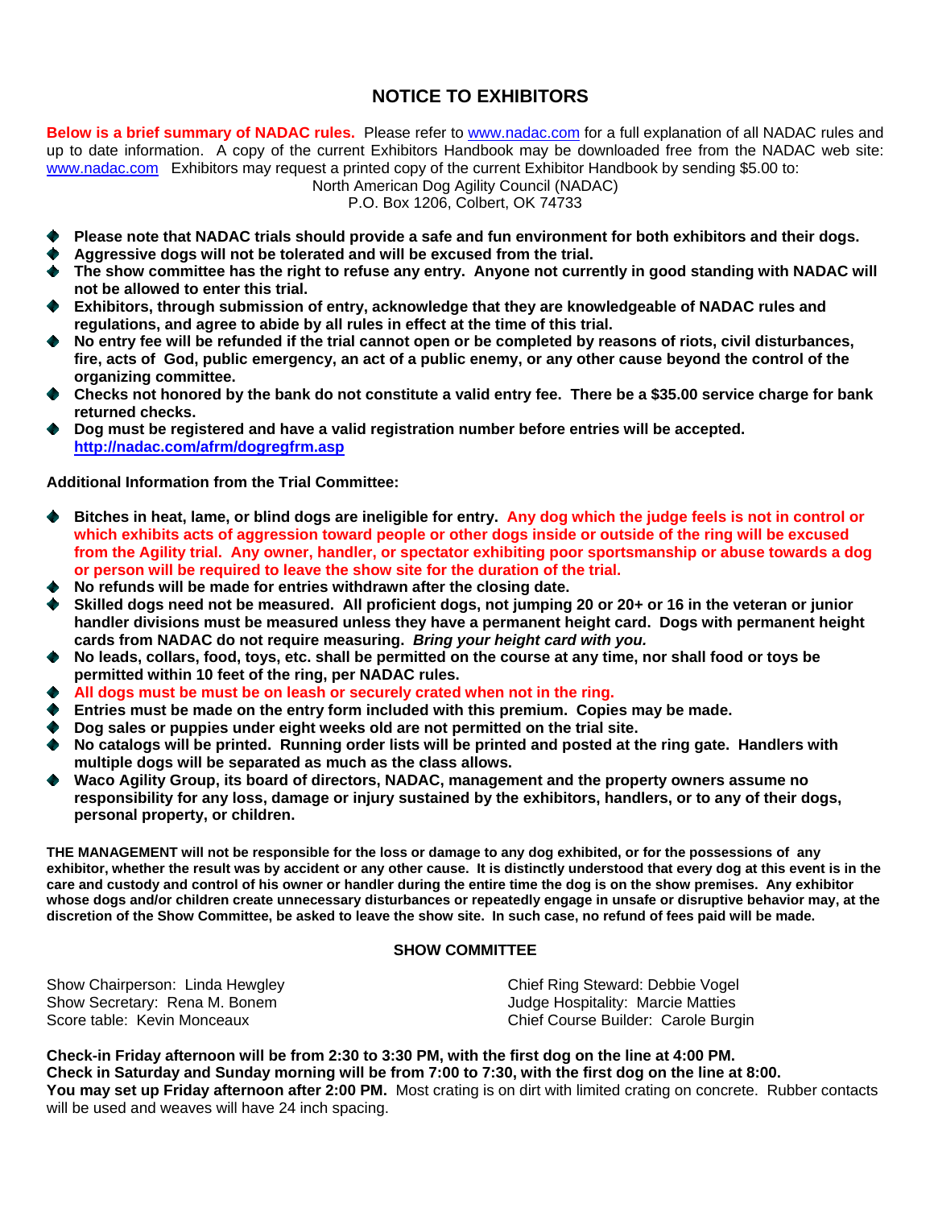# NOTICE TO EXHIBITORS

**Below is a brief summary of NADAC rules.** Please refer to www.nadac.com for a full explanation of all NADAC rules and up to date information. A copy of the current Exhibitors Handbook may be downloaded free from the NADAC web site: www.nadac.com Exhibitors may request a printed copy of the current Exhibitor Handbook by sending $5.00 to:

North American Dog Agility Council (NADAC)
P.O. Box 1206, Colbert, OK 74733

- **Please note that NADAC trials should provide a safe and fun environment for both exhibitors and their dogs.**
- **Aggressive dogs will not be tolerated and will be excused from the trial.**
- **The show committee has the right to refuse any entry. Anyone not currently in good standing with NADAC will not be allowed to enter this trial.**
- **Exhibitors, through submission of entry, acknowledge that they are knowledgeable of NADAC rules and regulations, and agree to abide by all rules in effect at the time of this trial.**
- **No entry fee will be refunded if the trial cannot open or be completed by reasons of riots, civil disturbances, fire, acts of God, public emergency, an act of a public enemy, or any other cause beyond the control of the organizing committee.**
- **Checks not honored by the bank do not constitute a valid entry fee. There be a $35.00 service charge for bank returned checks.**
- **Dog must be registered and have a valid registration number before entries will be accepted. http://nadac.com/afrm/dogregfrm.asp**

**Additional Information from the Trial Committee:**

- **Bitches in heat, lame, or blind dogs are ineligible for entry. Any dog which the judge feels is not in control or which exhibits acts of aggression toward people or other dogs inside or outside of the ring will be excused from the Agility trial. Any owner, handler, or spectator exhibiting poor sportsmanship or abuse towards a dog or person will be required to leave the show site for the duration of the trial.**
- **No refunds will be made for entries withdrawn after the closing date.**
- **Skilled dogs need not be measured. All proficient dogs, not jumping 20 or 20+ or 16 in the veteran or junior handler divisions must be measured unless they have a permanent height card. Dogs with permanent height cards from NADAC do not require measuring. *Bring your height card with you.***
- **No leads, collars, food, toys, etc. shall be permitted on the course at any time, nor shall food or toys be permitted within 10 feet of the ring, per NADAC rules.**
- **All dogs must be must be on leash or securely crated when not in the ring.**
- **Entries must be made on the entry form included with this premium. Copies may be made.**
- **Dog sales or puppies under eight weeks old are not permitted on the trial site.**
- **No catalogs will be printed. Running order lists will be printed and posted at the ring gate. Handlers with multiple dogs will be separated as much as the class allows.**
- **Waco Agility Group, its board of directors, NADAC, management and the property owners assume no responsibility for any loss, damage or injury sustained by the exhibitors, handlers, or to any of their dogs, personal property, or children.**

**THE MANAGEMENT will not be responsible for the loss or damage to any dog exhibited, or for the possessions of any exhibitor, whether the result was by accident or any other cause. It is distinctly understood that every dog at this event is in the care and custody and control of his owner or handler during the entire time the dog is on the show premises. Any exhibitor whose dogs and/or children create unnecessary disturbances or repeatedly engage in unsafe or disruptive behavior may, at the discretion of the Show Committee, be asked to leave the show site. In such case, no refund of fees paid will be made.**

## SHOW COMMITTEE

Show Chairperson: Linda Hewgley
Show Secretary: Rena M. Bonem
Score table: Kevin Monceaux
Chief Ring Steward: Debbie Vogel
Judge Hospitality: Marcie Matties
Chief Course Builder: Carole Burgin

**Check-in Friday afternoon will be from 2:30 to 3:30 PM, with the first dog on the line at 4:00 PM.**
**Check in Saturday and Sunday morning will be from 7:00 to 7:30, with the first dog on the line at 8:00.**
**You may set up Friday afternoon after 2:00 PM.** Most crating is on dirt with limited crating on concrete. Rubber contacts will be used and weaves will have 24 inch spacing.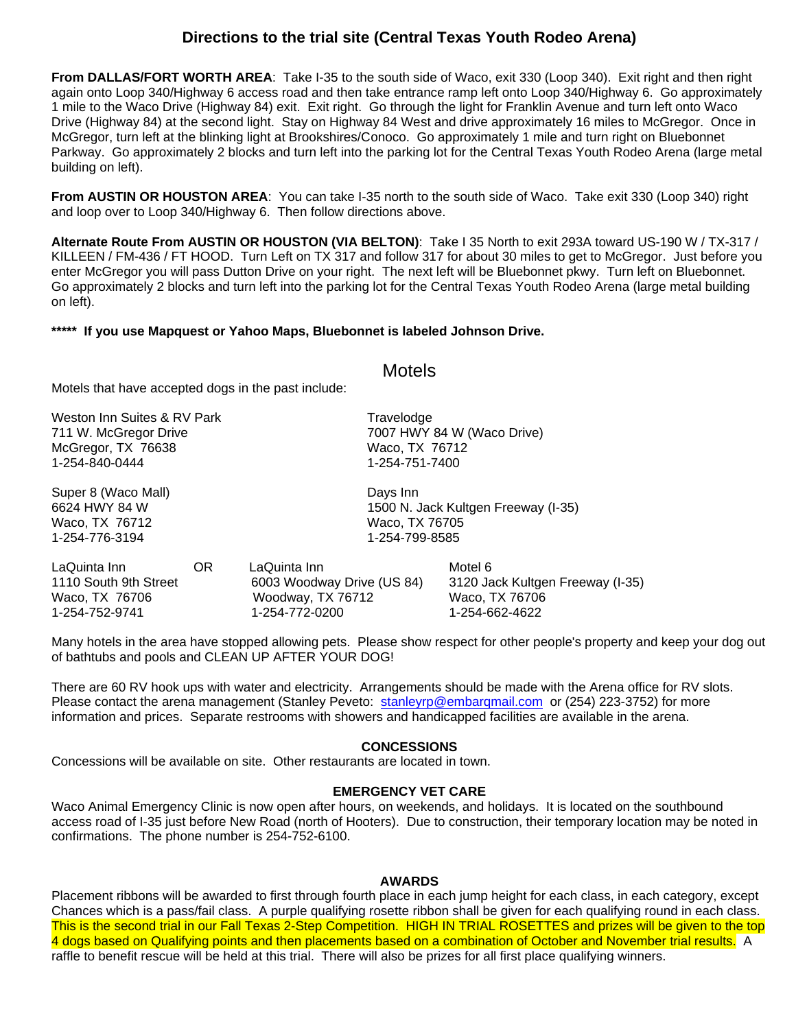## Directions to the trial site (Central Texas Youth Rodeo Arena)

**From DALLAS/FORT WORTH AREA**: Take I-35 to the south side of Waco, exit 330 (Loop 340). Exit right and then right again onto Loop 340/Highway 6 access road and then take entrance ramp left onto Loop 340/Highway 6. Go approximately 1 mile to the Waco Drive (Highway 84) exit. Exit right. Go through the light for Franklin Avenue and turn left onto Waco Drive (Highway 84) at the second light. Stay on Highway 84 West and drive approximately 16 miles to McGregor. Once in McGregor, turn left at the blinking light at Brookshires/Conoco. Go approximately 1 mile and turn right on Bluebonnet Parkway. Go approximately 2 blocks and turn left into the parking lot for the Central Texas Youth Rodeo Arena (large metal building on left).

**From AUSTIN OR HOUSTON AREA**: You can take I-35 north to the south side of Waco. Take exit 330 (Loop 340) right and loop over to Loop 340/Highway 6. Then follow directions above.

**Alternate Route From AUSTIN OR HOUSTON (VIA BELTON)**: Take I 35 North to exit 293A toward US-190 W / TX-317 / KILLEEN / FM-436 / FT HOOD. Turn Left on TX 317 and follow 317 for about 30 miles to get to McGregor. Just before you enter McGregor you will pass Dutton Drive on your right. The next left will be Bluebonnet pkwy. Turn left on Bluebonnet. Go approximately 2 blocks and turn left into the parking lot for the Central Texas Youth Rodeo Arena (large metal building on left).

**\*\*\*\*\* If you use Mapquest or Yahoo Maps, Bluebonnet is labeled Johnson Drive.**

## Motels

Motels that have accepted dogs in the past include:

Weston Inn Suites & RV Park
711 W. McGregor Drive
McGregor, TX 76638
1-254-840-0444

Travelodge
7007 HWY 84 W (Waco Drive)
Waco, TX 76712
1-254-751-7400

Super 8 (Waco Mall)
6624 HWY 84 W
Waco, TX 76712
1-254-776-3194

Days Inn
1500 N. Jack Kultgen Freeway (I-35)
Waco, TX 76705
1-254-799-8585

LaQuinta Inn
1110 South 9th Street
Waco, TX 76706
1-254-752-9741

OR

LaQuinta Inn
6003 Woodway Drive (US 84)
Woodway, TX 76712
1-254-772-0200

Motel 6
3120 Jack Kultgen Freeway (I-35)
Waco, TX 76706
1-254-662-4622

Many hotels in the area have stopped allowing pets. Please show respect for other people's property and keep your dog out of bathtubs and pools and CLEAN UP AFTER YOUR DOG!

There are 60 RV hook ups with water and electricity. Arrangements should be made with the Arena office for RV slots. Please contact the arena management (Stanley Peveto: stanleyrp@embarqmail.com or (254) 223-3752) for more information and prices. Separate restrooms with showers and handicapped facilities are available in the arena.

### CONCESSIONS

Concessions will be available on site. Other restaurants are located in town.

### EMERGENCY VET CARE

Waco Animal Emergency Clinic is now open after hours, on weekends, and holidays. It is located on the southbound access road of I-35 just before New Road (north of Hooters). Due to construction, their temporary location may be noted in confirmations. The phone number is 254-752-6100.

### AWARDS

Placement ribbons will be awarded to first through fourth place in each jump height for each class, in each category, except Chances which is a pass/fail class. A purple qualifying rosette ribbon shall be given for each qualifying round in each class. This is the second trial in our Fall Texas 2-Step Competition. HIGH IN TRIAL ROSETTES and prizes will be given to the top 4 dogs based on Qualifying points and then placements based on a combination of October and November trial results. A raffle to benefit rescue will be held at this trial. There will also be prizes for all first place qualifying winners.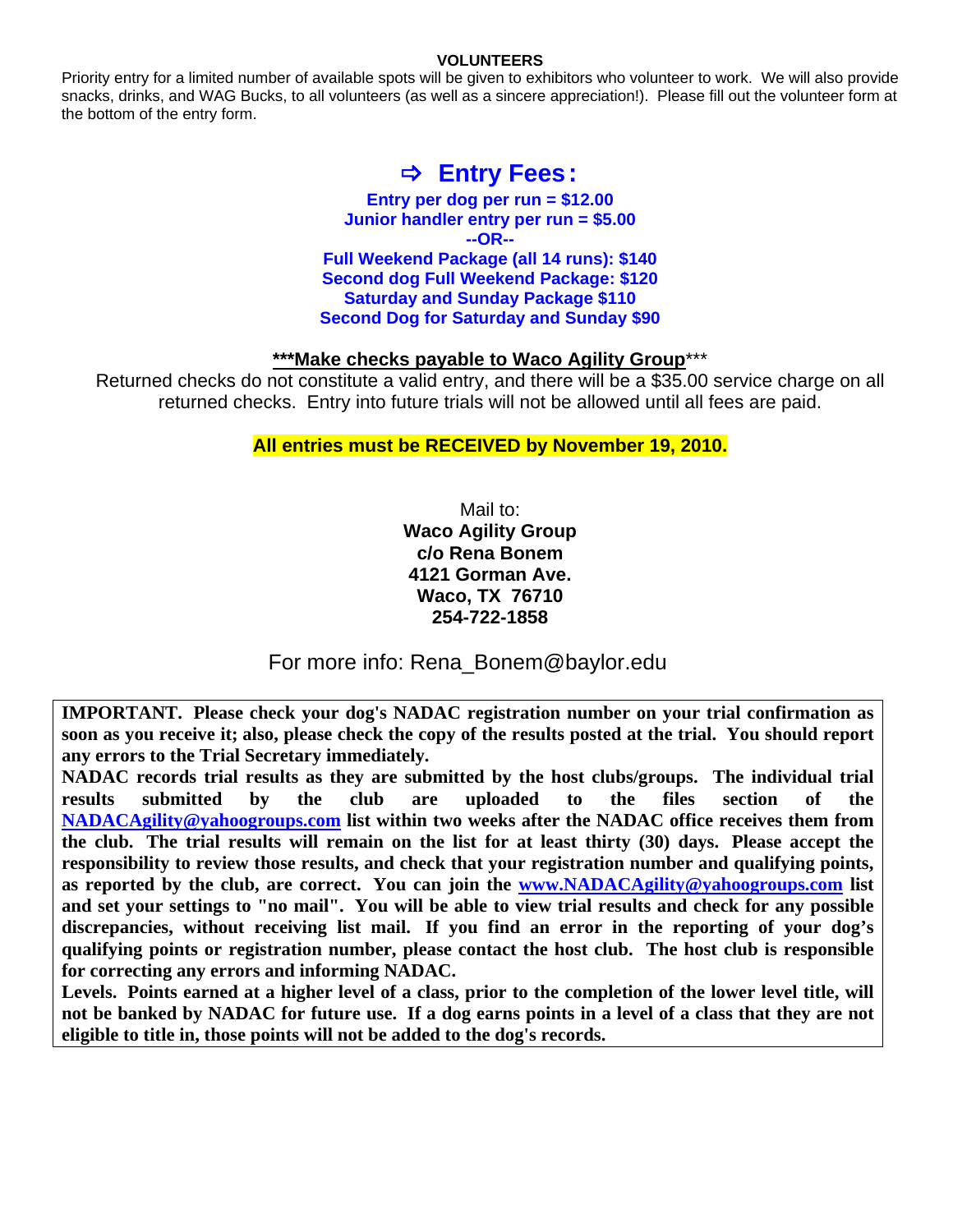## VOLUNTEERS

Priority entry for a limited number of available spots will be given to exhibitors who volunteer to work. We will also provide snacks, drinks, and WAG Bucks, to all volunteers (as well as a sincere appreciation!). Please fill out the volunteer form at the bottom of the entry form.

## ⇨ Entry Fees:

**Entry per dog per run = $12.00**
**Junior handler entry per run = $5.00**
**--OR--**
**Full Weekend Package (all 14 runs): $140**
**Second dog Full Weekend Package: $120**
**Saturday and Sunday Package $110**
**Second Dog for Saturday and Sunday $90**

***__Make checks payable to Waco Agility Group__***

Returned checks do not constitute a valid entry, and there will be a $35.00 service charge on all returned checks. Entry into future trials will not be allowed until all fees are paid.

**All entries must be RECEIVED by November 19, 2010.**

Mail to:
**Waco Agility Group**
**c/o Rena Bonem**
**4121 Gorman Ave.**
**Waco, TX 76710**
**254-722-1858**

For more info: Rena_Bonem@baylor.edu

**IMPORTANT. Please check your dog's NADAC registration number on your trial confirmation as soon as you receive it; also, please check the copy of the results posted at the trial. You should report any errors to the Trial Secretary immediately.**

**NADAC records trial results as they are submitted by the host clubs/groups. The individual trial results submitted by the club are uploaded to the files section of the NADACAgility@yahoogroups.com list within two weeks after the NADAC office receives them from the club. The trial results will remain on the list for at least thirty (30) days. Please accept the responsibility to review those results, and check that your registration number and qualifying points, as reported by the club, are correct. You can join the www.NADACAgility@yahoogroups.com list and set your settings to "no mail". You will be able to view trial results and check for any possible discrepancies, without receiving list mail. If you find an error in the reporting of your dog's qualifying points or registration number, please contact the host club. The host club is responsible for correcting any errors and informing NADAC.**

**Levels. Points earned at a higher level of a class, prior to the completion of the lower level title, will not be banked by NADAC for future use. If a dog earns points in a level of a class that they are not eligible to title in, those points will not be added to the dog's records.**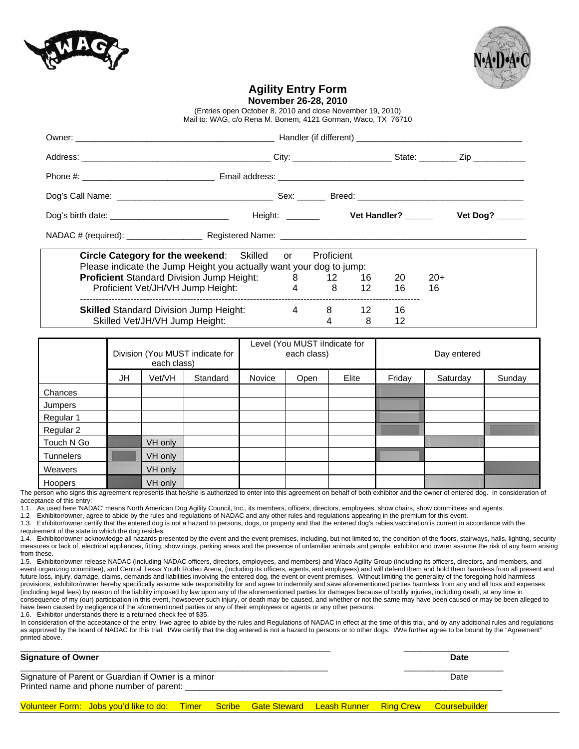# Agility Entry Form

**November 26-28, 2010**

(Entries open October 8, 2010 and close November 19, 2010)
Mail to: WAG, c/o Rena M. Bonem, 4121 Gorman, Waco, TX 76710

Owner: ___________________________________________ Handler (if different) ___________________________________

Address: ________________________________________ City: _____________________ State: ________ Zip ___________

Phone #: ____________________________ Email address: ______________________________________________________

Dog's Call Name: _________________________________ Sex: ______ Breed: ___________________________________

Dog's birth date: _________________________ Height: _______ **Vet Handler? ______** **Vet Dog? ______**

NADAC # (required): ________________ Registered Name: ______________________________________________________

**Circle Category for the weekend**: Skilled or Proficient

Please indicate the Jump Height you actually want your dog to jump:

| | | | | | |
|---|---|---|---|---|---|
| **Proficient** Standard Division Jump Height: | 8 | 12 | 16 | 20 | 20+ |
| Proficient Vet/JH/VH Jump Height: | 4 | 8 | 12 | 16 | 16 |
| **Skilled** Standard Division Jump Height: | 4 | 8 | 12 | 16 | |
| Skilled Vet/JH/VH Jump Height: | | 4 | 8 | 12 | |

| | Division (You MUST indicate for each class) | | | Level (You MUST iIndicate for each class) | | | Day entered | | |
|---|---|---|---|---|---|---|---|---|---|
| | JH | Vet/VH | Standard | Novice | Open | Elite | Friday | Saturday | Sunday |
| Chances | | | | | | | | | |
| Jumpers | | | | | | | | | |
| Regular 1 | | | | | | | | | |
| Regular 2 | | | | | | | | | |
| Touch N Go | | VH only | | | | | | | |
| Tunnelers | | VH only | | | | | | | |
| Weavers | | VH only | | | | | | | |
| Hoopers | | VH only | | | | | | | |

The person who signs this agreement represents that he/she is authorized to enter into this agreement on behalf of both exhibitor and the owner of entered dog. In consideration of acceptance of this entry:

1.1. As used here 'NADAC' means North American Dog Agility Council, Inc., its members, officers, directors, employees, show chairs, show committees and agents.

1.2 Exhibitor/owner, agree to abide by the rules and regulations of NADAC and any other rules and regulations appearing in the premium for this event.

1.3. Exhibitor/owner certify that the entered dog is not a hazard to persons, dogs, or property and that the entered dog's rabies vaccination is current in accordance with the requirement of the state in which the dog resides.

1.4. Exhibitor/owner acknowledge all hazards presented by the event and the event premises, including, but not limited to, the condition of the floors, stairways, halls, lighting, security measures or lack of, electrical appliances, fitting, show rings, parking areas and the presence of unfamiliar animals and people; exhibitor and owner assume the risk of any harm arising from these.

1.5. Exhibitor/owner release NADAC (including NADAC officers, directors, employees, and members) and Waco Agility Group (including its officers, directors, and members, and event organizing committee), and Central Texas Youth Rodeo Arena, (including its officers, agents, and employees) and will defend them and hold them harmless from all present and future loss, injury, damage, claims, demands and liabilities involving the entered dog, the event or event premises. Without limiting the generality of the foregoing hold harmless provisions, exhibitor/owner hereby specifically assume sole responsibility for and agree to indemnify and save aforementioned parties harmless from any and all loss and expenses (including legal fees) by reason of the liability imposed by law upon any of the aforementioned parties for damages because of bodily injuries, including death, at any time in consequence of my (our) participation in this event, howsoever such injury, or death may be caused, and whether or not the same may have been caused or may be been alleged to have been caused by negligence of the aforementioned parties or any of their employees or agents or any other persons.

1.6. Exhibitor understands there is a returned check fee of $35.

In consideration of the acceptance of the entry, I/we agree to abide by the rules and Regulations of NADAC in effect at the time of this trial, and by any additional rules and regulations as approved by the board of NADAC for this trial. I/We certify that the dog entered is not a hazard to persons or to other dogs. I/We further agree to be bound by the "Agreement" printed above.

_________________________________________________________________ ______________________

**Signature of Owner** **Date**

_________________________________________________________________ ______________________

Signature of Parent or Guardian if Owner is a minor Date

Printed name and phone number of parent: ______________________________________________________________________

Volunteer Form: Jobs you'd like to do: Timer Scribe Gate Steward Leash Runner Ring Crew Coursebuilder